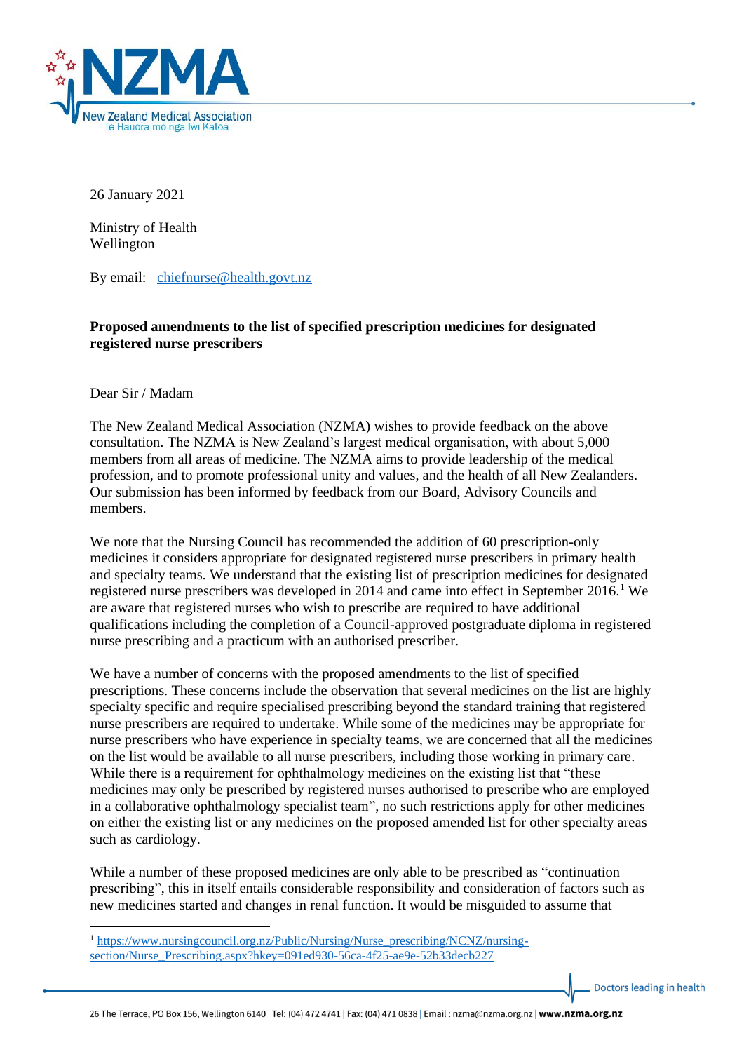26 January 2021

Ministry of Health
Wellington

By email: chiefnurse@health.govt.nz

**Proposed amendments to the list of specified prescription medicines for designated registered nurse prescribers**

Dear Sir / Madam

The New Zealand Medical Association (NZMA) wishes to provide feedback on the above consultation. The NZMA is New Zealand's largest medical organisation, with about 5,000 members from all areas of medicine. The NZMA aims to provide leadership of the medical profession, and to promote professional unity and values, and the health of all New Zealanders. Our submission has been informed by feedback from our Board, Advisory Councils and members.

We note that the Nursing Council has recommended the addition of 60 prescription-only medicines it considers appropriate for designated registered nurse prescribers in primary health and specialty teams. We understand that the existing list of prescription medicines for designated registered nurse prescribers was developed in 2014 and came into effect in September 2016.[1] We are aware that registered nurses who wish to prescribe are required to have additional qualifications including the completion of a Council-approved postgraduate diploma in registered nurse prescribing and a practicum with an authorised prescriber.

We have a number of concerns with the proposed amendments to the list of specified prescriptions. These concerns include the observation that several medicines on the list are highly specialty specific and require specialised prescribing beyond the standard training that registered nurse prescribers are required to undertake. While some of the medicines may be appropriate for nurse prescribers who have experience in specialty teams, we are concerned that all the medicines on the list would be available to all nurse prescribers, including those working in primary care. While there is a requirement for ophthalmology medicines on the existing list that "these medicines may only be prescribed by registered nurses authorised to prescribe who are employed in a collaborative ophthalmology specialist team", no such restrictions apply for other medicines on either the existing list or any medicines on the proposed amended list for other specialty areas such as cardiology.

While a number of these proposed medicines are only able to be prescribed as "continuation prescribing", this in itself entails considerable responsibility and consideration of factors such as new medicines started and changes in renal function. It would be misguided to assume that

[1] https://www.nursingcouncil.org.nz/Public/Nursing/Nurse_prescribing/NCNZ/nursing-section/Nurse_Prescribing.aspx?hkey=091ed930-56ca-4f25-ae9e-52b33decb227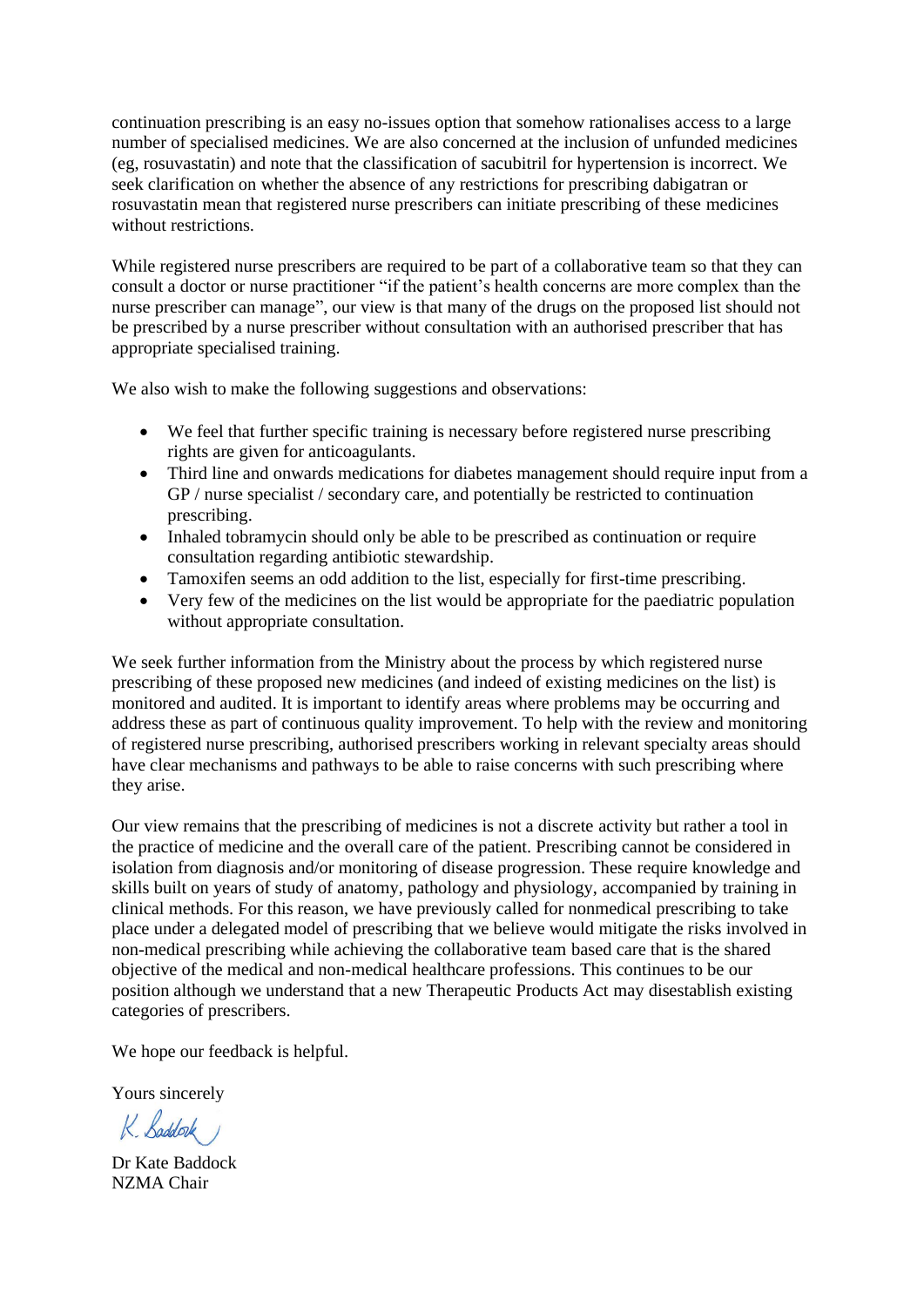continuation prescribing is an easy no-issues option that somehow rationalises access to a large number of specialised medicines. We are also concerned at the inclusion of unfunded medicines (eg, rosuvastatin) and note that the classification of sacubitril for hypertension is incorrect. We seek clarification on whether the absence of any restrictions for prescribing dabigatran or rosuvastatin mean that registered nurse prescribers can initiate prescribing of these medicines without restrictions.

While registered nurse prescribers are required to be part of a collaborative team so that they can consult a doctor or nurse practitioner "if the patient's health concerns are more complex than the nurse prescriber can manage", our view is that many of the drugs on the proposed list should not be prescribed by a nurse prescriber without consultation with an authorised prescriber that has appropriate specialised training.

We also wish to make the following suggestions and observations:

- We feel that further specific training is necessary before registered nurse prescribing rights are given for anticoagulants.
- Third line and onwards medications for diabetes management should require input from a GP / nurse specialist / secondary care, and potentially be restricted to continuation prescribing.
- Inhaled tobramycin should only be able to be prescribed as continuation or require consultation regarding antibiotic stewardship.
- Tamoxifen seems an odd addition to the list, especially for first-time prescribing.
- Very few of the medicines on the list would be appropriate for the paediatric population without appropriate consultation.

We seek further information from the Ministry about the process by which registered nurse prescribing of these proposed new medicines (and indeed of existing medicines on the list) is monitored and audited. It is important to identify areas where problems may be occurring and address these as part of continuous quality improvement. To help with the review and monitoring of registered nurse prescribing, authorised prescribers working in relevant specialty areas should have clear mechanisms and pathways to be able to raise concerns with such prescribing where they arise.

Our view remains that the prescribing of medicines is not a discrete activity but rather a tool in the practice of medicine and the overall care of the patient. Prescribing cannot be considered in isolation from diagnosis and/or monitoring of disease progression. These require knowledge and skills built on years of study of anatomy, pathology and physiology, accompanied by training in clinical methods. For this reason, we have previously called for nonmedical prescribing to take place under a delegated model of prescribing that we believe would mitigate the risks involved in non-medical prescribing while achieving the collaborative team based care that is the shared objective of the medical and non-medical healthcare professions. This continues to be our position although we understand that a new Therapeutic Products Act may disestablish existing categories of prescribers.

We hope our feedback is helpful.

Yours sincerely

K. Baddock

Dr Kate Baddock  
NZMA Chair